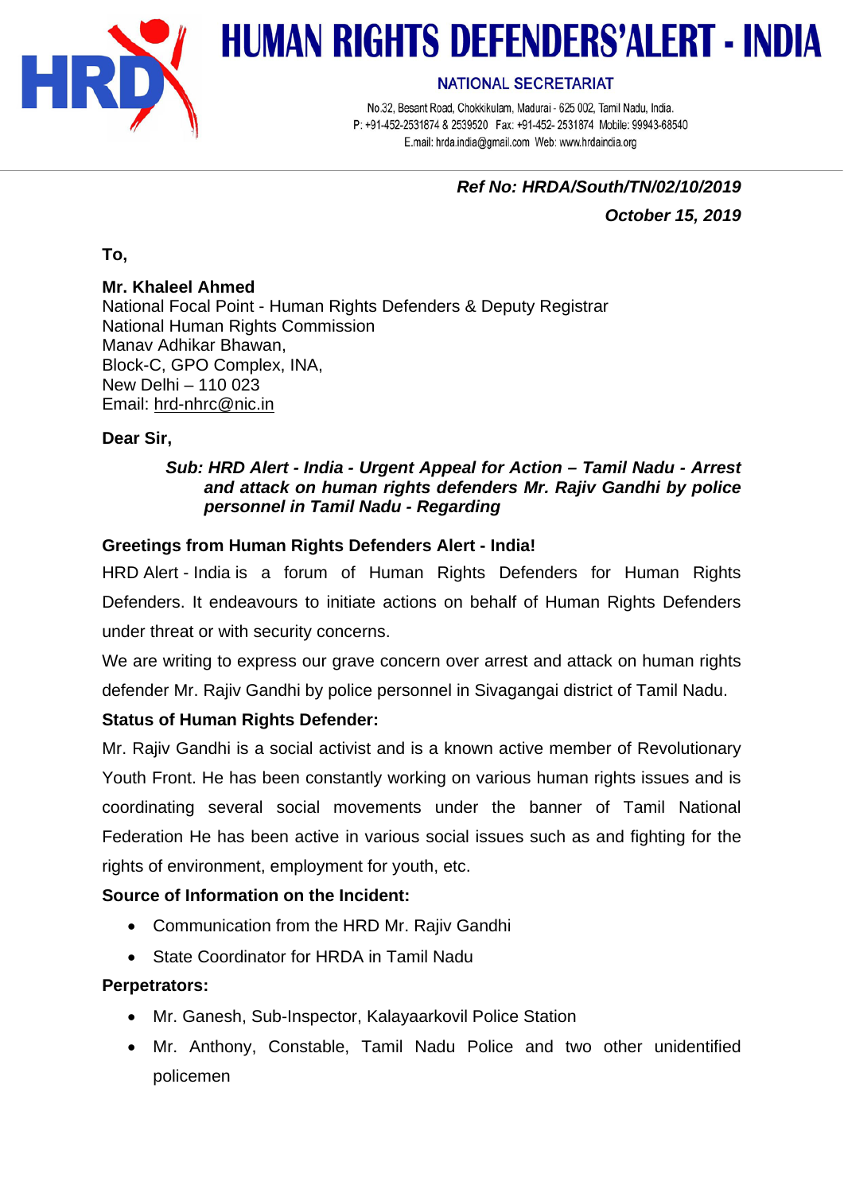# HUMAN RIGHTS DEFENDERS'ALERT - INDIA

NATIONAL SECRETARIAT

No.32, Besant Road, Chokkikulam, Madurai - 625 002, Tamil Nadu, India.
P: +91-452-2531874 & 2539520 Fax: +91-452- 2531874 Mobile: 99943-68540
E.mail: hrda.india@gmail.com Web: www.hrdaindia.org

***Ref No: HRDA/South/TN/02/10/2019***

***October 15, 2019***

**To,**

**Mr. Khaleel Ahmed**
National Focal Point - Human Rights Defenders & Deputy Registrar
National Human Rights Commission
Manav Adhikar Bhawan,
Block-C, GPO Complex, INA,
New Delhi – 110 023
Email: hrd-nhrc@nic.in

**Dear Sir,**

***Sub: HRD Alert - India - Urgent Appeal for Action – Tamil Nadu - Arrest and attack on human rights defenders Mr. Rajiv Gandhi by police personnel in Tamil Nadu - Regarding***

**Greetings from Human Rights Defenders Alert - India!**

HRD Alert - India is a forum of Human Rights Defenders for Human Rights Defenders. It endeavours to initiate actions on behalf of Human Rights Defenders under threat or with security concerns.

We are writing to express our grave concern over arrest and attack on human rights defender Mr. Rajiv Gandhi by police personnel in Sivagangai district of Tamil Nadu.

**Status of Human Rights Defender:**

Mr. Rajiv Gandhi is a social activist and is a known active member of Revolutionary Youth Front. He has been constantly working on various human rights issues and is coordinating several social movements under the banner of Tamil National Federation He has been active in various social issues such as and fighting for the rights of environment, employment for youth, etc.

**Source of Information on the Incident:**

- Communication from the HRD Mr. Rajiv Gandhi
- State Coordinator for HRDA in Tamil Nadu

**Perpetrators:**

- Mr. Ganesh, Sub-Inspector, Kalayaarkovil Police Station
- Mr. Anthony, Constable, Tamil Nadu Police and two other unidentified policemen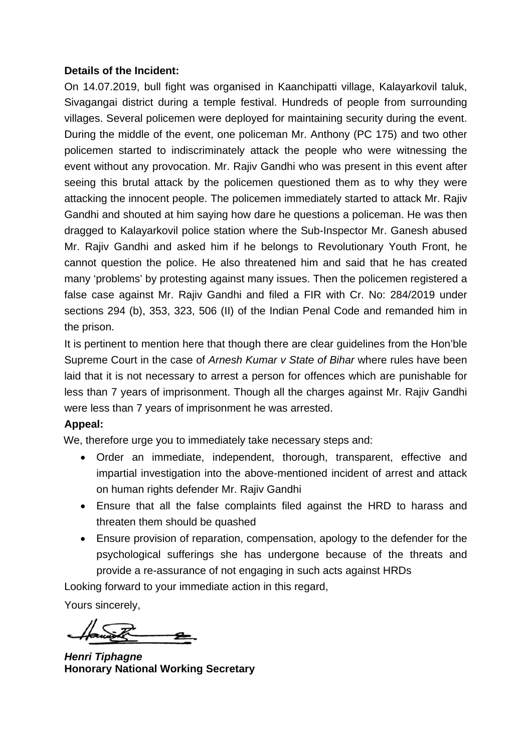**Details of the Incident:**

On 14.07.2019, bull fight was organised in Kaanchipatti village, Kalayarkovil taluk, Sivagangai district during a temple festival. Hundreds of people from surrounding villages. Several policemen were deployed for maintaining security during the event. During the middle of the event, one policeman Mr. Anthony (PC 175) and two other policemen started to indiscriminately attack the people who were witnessing the event without any provocation. Mr. Rajiv Gandhi who was present in this event after seeing this brutal attack by the policemen questioned them as to why they were attacking the innocent people. The policemen immediately started to attack Mr. Rajiv Gandhi and shouted at him saying how dare he questions a policeman. He was then dragged to Kalayarkovil police station where the Sub-Inspector Mr. Ganesh abused Mr. Rajiv Gandhi and asked him if he belongs to Revolutionary Youth Front, he cannot question the police. He also threatened him and said that he has created many 'problems' by protesting against many issues. Then the policemen registered a false case against Mr. Rajiv Gandhi and filed a FIR with Cr. No: 284/2019 under sections 294 (b), 353, 323, 506 (II) of the Indian Penal Code and remanded him in the prison.

It is pertinent to mention here that though there are clear guidelines from the Hon'ble Supreme Court in the case of *Arnesh Kumar v State of Bihar* where rules have been laid that it is not necessary to arrest a person for offences which are punishable for less than 7 years of imprisonment. Though all the charges against Mr. Rajiv Gandhi were less than 7 years of imprisonment he was arrested.

**Appeal:**

We, therefore urge you to immediately take necessary steps and:

- Order an immediate, independent, thorough, transparent, effective and impartial investigation into the above-mentioned incident of arrest and attack on human rights defender Mr. Rajiv Gandhi
- Ensure that all the false complaints filed against the HRD to harass and threaten them should be quashed
- Ensure provision of reparation, compensation, apology to the defender for the psychological sufferings she has undergone because of the threats and provide a re-assurance of not engaging in such acts against HRDs

Looking forward to your immediate action in this regard,

Yours sincerely,

***Henri Tiphagne***
**Honorary National Working Secretary**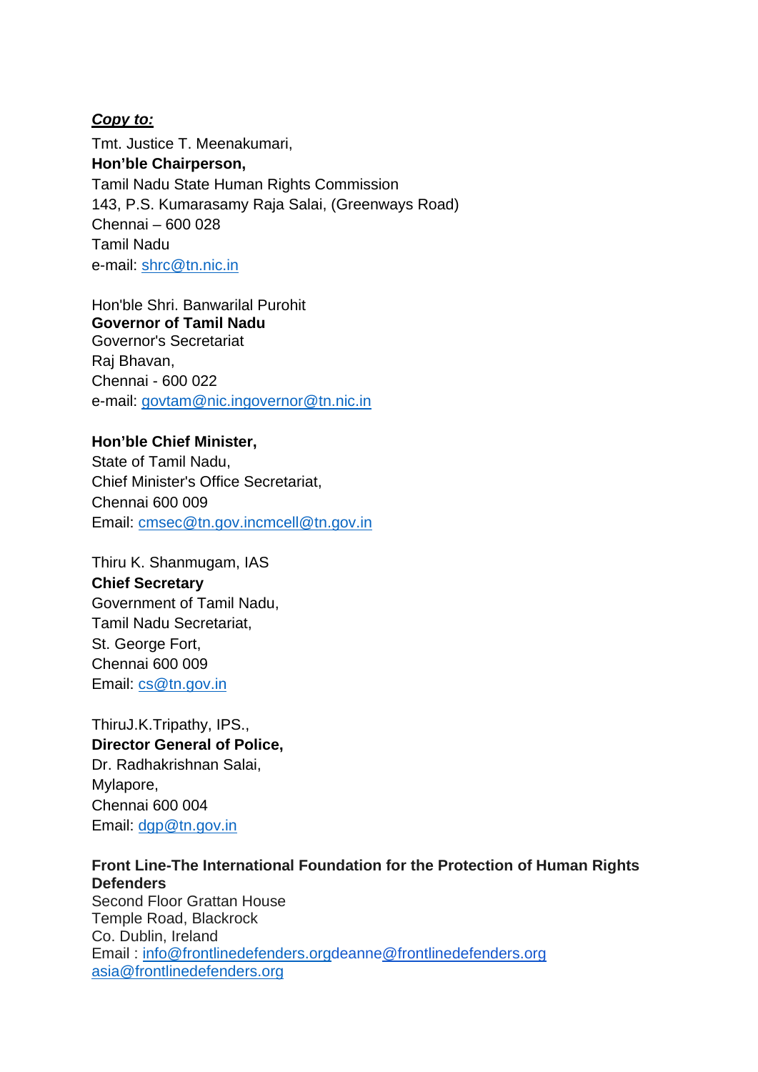***Copy to:***

Tmt. Justice T. Meenakumari,
**Hon'ble Chairperson,**
Tamil Nadu State Human Rights Commission
143, P.S. Kumarasamy Raja Salai, (Greenways Road)
Chennai – 600 028
Tamil Nadu
e-mail: shrc@tn.nic.in

Hon'ble Shri. Banwarilal Purohit
**Governor of Tamil Nadu**
Governor's Secretariat
Raj Bhavan,
Chennai - 600 022
e-mail: govtam@nic.ingovernor@tn.nic.in

**Hon'ble Chief Minister,**
State of Tamil Nadu,
Chief Minister's Office Secretariat,
Chennai 600 009
Email: cmsec@tn.gov.incmcell@tn.gov.in

Thiru K. Shanmugam, IAS
**Chief Secretary**
Government of Tamil Nadu,
Tamil Nadu Secretariat,
St. George Fort,
Chennai 600 009
Email: cs@tn.gov.in

ThiruJ.K.Tripathy, IPS.,
**Director General of Police,**
Dr. Radhakrishnan Salai,
Mylapore,
Chennai 600 004
Email: dgp@tn.gov.in

**Front Line-The International Foundation for the Protection of Human Rights Defenders**
Second Floor Grattan House
Temple Road, Blackrock
Co. Dublin, Ireland
Email : info@frontlinedefenders.orgdeanne@frontlinedefenders.org
asia@frontlinedefenders.org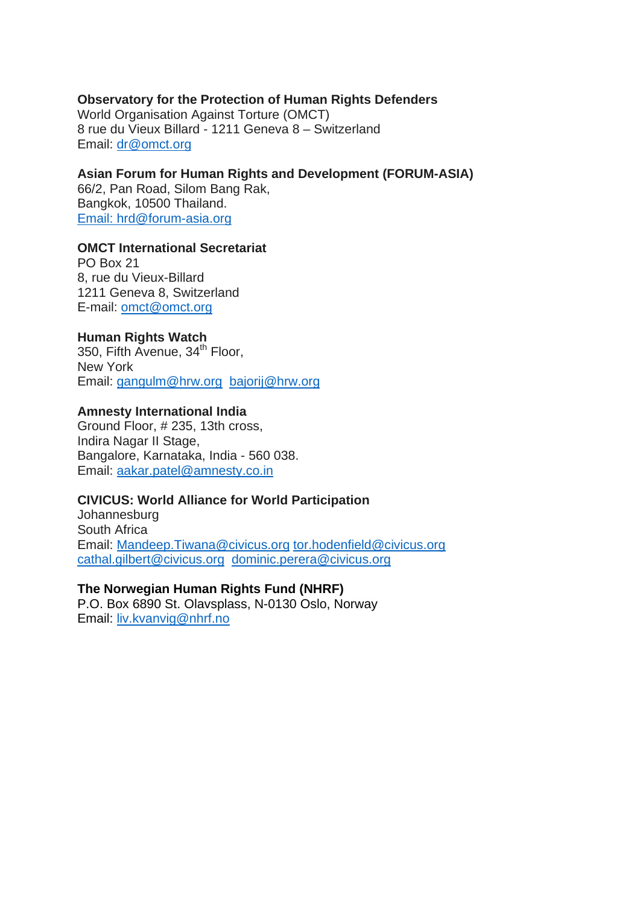**Observatory for the Protection of Human Rights Defenders**
World Organisation Against Torture (OMCT)
8 rue du Vieux Billard - 1211 Geneva 8 – Switzerland
Email: dr@omct.org

**Asian Forum for Human Rights and Development (FORUM-ASIA)**
66/2, Pan Road, Silom Bang Rak,
Bangkok, 10500 Thailand.
Email: hrd@forum-asia.org

**OMCT International Secretariat**
PO Box 21
8, rue du Vieux-Billard
1211 Geneva 8, Switzerland
E-mail: omct@omct.org

**Human Rights Watch**
350, Fifth Avenue, 34th Floor,
New York
Email: gangulm@hrw.org bajorij@hrw.org

**Amnesty International India**
Ground Floor, # 235, 13th cross,
Indira Nagar II Stage,
Bangalore, Karnataka, India - 560 038.
Email: aakar.patel@amnesty.co.in

**CIVICUS: World Alliance for World Participation**
Johannesburg
South Africa
Email: Mandeep.Tiwana@civicus.org tor.hodenfield@civicus.org cathal.gilbert@civicus.org dominic.perera@civicus.org

**The Norwegian Human Rights Fund (NHRF)**
P.O. Box 6890 St. Olavsplass, N-0130 Oslo, Norway
Email: liv.kvanvig@nhrf.no